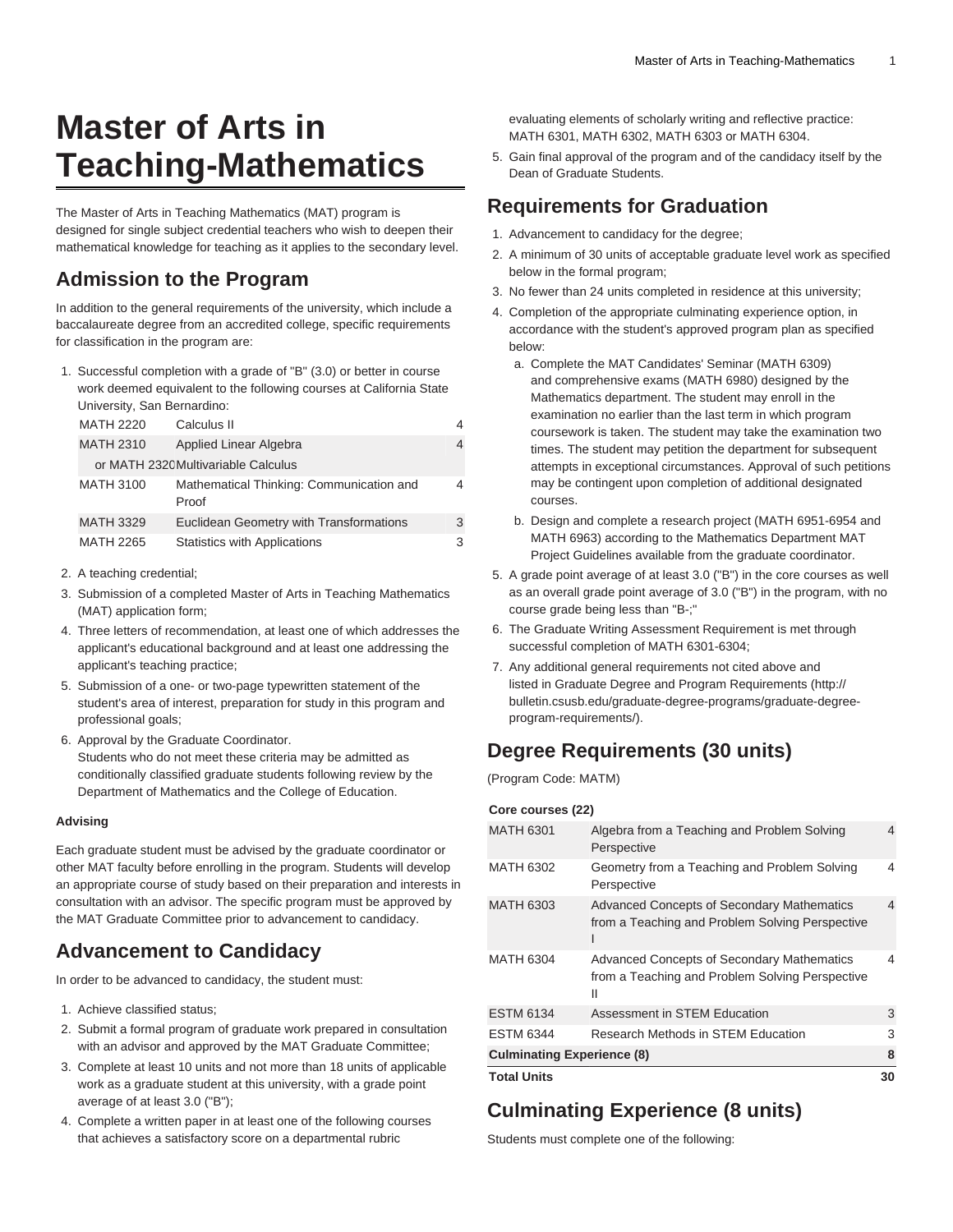# Master of Arts in Teaching-Mathematics

The Master of Arts in Teaching Mathematics (MAT) program is designed for single subject credential teachers who wish to deepen their mathematical knowledge for teaching as it applies to the secondary level.

## Admission to the Program

In addition to the general requirements of the university, which include a baccalaureate degree from an accredited college, specific requirements for classification in the program are:

1. Successful completion with a grade of "B" (3.0) or better in course work deemed equivalent to the following courses at California State University, San Bernardino:

| | | |
|---|---|---|
| MATH 2220 | Calculus II | 4 |
| MATH 2310 | Applied Linear Algebra | 4 |
| or MATH 2320 | Multivariable Calculus | |
| MATH 3100 | Mathematical Thinking: Communication and Proof | 4 |
| MATH 3329 | Euclidean Geometry with Transformations | 3 |
| MATH 2265 | Statistics with Applications | 3 |

2. A teaching credential;
3. Submission of a completed Master of Arts in Teaching Mathematics (MAT) application form;
4. Three letters of recommendation, at least one of which addresses the applicant's educational background and at least one addressing the applicant's teaching practice;
5. Submission of a one- or two-page typewritten statement of the student's area of interest, preparation for study in this program and professional goals;
6. Approval by the Graduate Coordinator.
   Students who do not meet these criteria may be admitted as conditionally classified graduate students following review by the Department of Mathematics and the College of Education.

**Advising**

Each graduate student must be advised by the graduate coordinator or other MAT faculty before enrolling in the program. Students will develop an appropriate course of study based on their preparation and interests in consultation with an advisor. The specific program must be approved by the MAT Graduate Committee prior to advancement to candidacy.

## Advancement to Candidacy

In order to be advanced to candidacy, the student must:

1. Achieve classified status;
2. Submit a formal program of graduate work prepared in consultation with an advisor and approved by the MAT Graduate Committee;
3. Complete at least 10 units and not more than 18 units of applicable work as a graduate student at this university, with a grade point average of at least 3.0 ("B");
4. Complete a written paper in at least one of the following courses that achieves a satisfactory score on a departmental rubric evaluating elements of scholarly writing and reflective practice: MATH 6301, MATH 6302, MATH 6303 or MATH 6304.
5. Gain final approval of the program and of the candidacy itself by the Dean of Graduate Students.

## Requirements for Graduation

1. Advancement to candidacy for the degree;
2. A minimum of 30 units of acceptable graduate level work as specified below in the formal program;
3. No fewer than 24 units completed in residence at this university;
4. Completion of the appropriate culminating experience option, in accordance with the student's approved program plan as specified below:
   a. Complete the MAT Candidates' Seminar (MATH 6309) and comprehensive exams (MATH 6980) designed by the Mathematics department. The student may enroll in the examination no earlier than the last term in which program coursework is taken. The student may take the examination two times. The student may petition the department for subsequent attempts in exceptional circumstances. Approval of such petitions may be contingent upon completion of additional designated courses.
   b. Design and complete a research project (MATH 6951-6954 and MATH 6963) according to the Mathematics Department MAT Project Guidelines available from the graduate coordinator.
5. A grade point average of at least 3.0 ("B") in the core courses as well as an overall grade point average of 3.0 ("B") in the program, with no course grade being less than "B-;"
6. The Graduate Writing Assessment Requirement is met through successful completion of MATH 6301-6304;
7. Any additional general requirements not cited above and listed in Graduate Degree and Program Requirements (http://bulletin.csusb.edu/graduate-degree-programs/graduate-degree-program-requirements/).

## Degree Requirements (30 units)

(Program Code: MATM)

| **Core courses (22)** | | |
|---|---|---|
| MATH 6301 | Algebra from a Teaching and Problem Solving Perspective | 4 |
| MATH 6302 | Geometry from a Teaching and Problem Solving Perspective | 4 |
| MATH 6303 | Advanced Concepts of Secondary Mathematics from a Teaching and Problem Solving Perspective I | 4 |
| MATH 6304 | Advanced Concepts of Secondary Mathematics from a Teaching and Problem Solving Perspective II | 4 |
| ESTM 6134 | Assessment in STEM Education | 3 |
| ESTM 6344 | Research Methods in STEM Education | 3 |
| **Culminating Experience (8)** | | **8** |
| **Total Units** | | **30** |

## Culminating Experience (8 units)

Students must complete one of the following: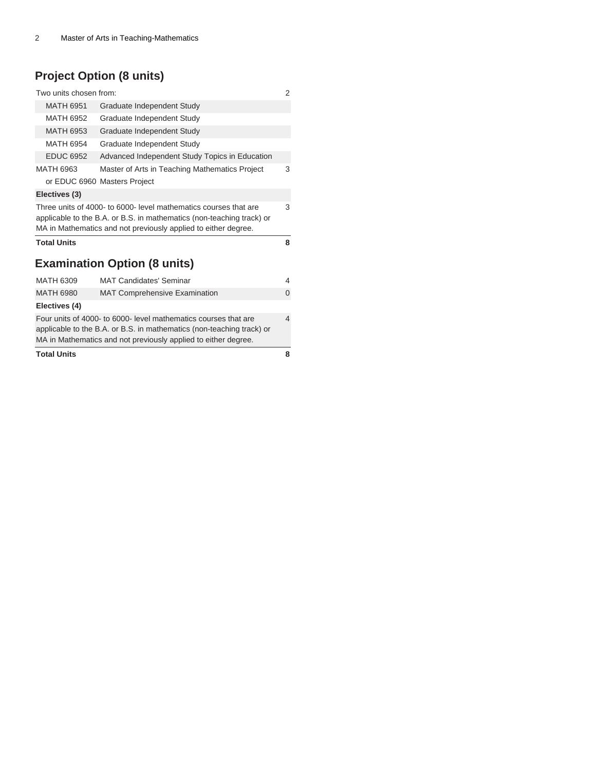## Project Option (8 units)

| | | |
|---|---|---|
| Two units chosen from: | | 2 |
| MATH 6951 | Graduate Independent Study | |
| MATH 6952 | Graduate Independent Study | |
| MATH 6953 | Graduate Independent Study | |
| MATH 6954 | Graduate Independent Study | |
| EDUC 6952 | Advanced Independent Study Topics in Education | |
| MATH 6963 | Master of Arts in Teaching Mathematics Project | 3 |
| or EDUC 6960 | Masters Project | |
| **Electives (3)** | | |
| Three units of 4000- to 6000- level mathematics courses that are applicable to the B.A. or B.S. in mathematics (non-teaching track) or MA in Mathematics and not previously applied to either degree. | | 3 |
| **Total Units** | | **8** |

## Examination Option (8 units)

| | | |
|---|---|---|
| MATH 6309 | MAT Candidates' Seminar | 4 |
| MATH 6980 | MAT Comprehensive Examination | 0 |
| **Electives (4)** | | |
| Four units of 4000- to 6000- level mathematics courses that are applicable to the B.A. or B.S. in mathematics (non-teaching track) or MA in Mathematics and not previously applied to either degree. | | 4 |
| **Total Units** | | **8** |